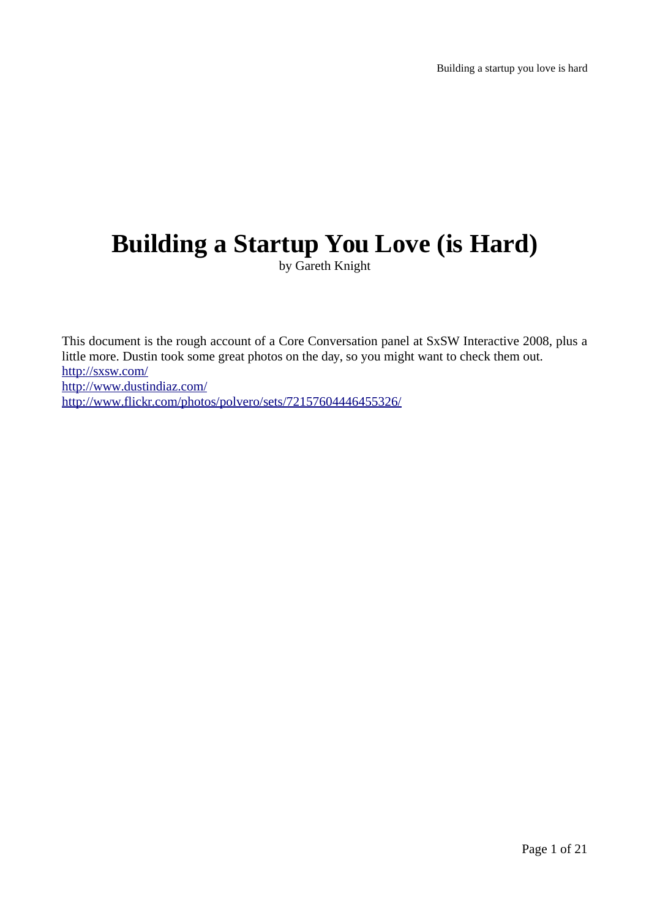# Building a Startup You Love (is Hard)

by Gareth Knight

This document is the rough account of a Core Conversation panel at SxSW Interactive 2008, plus a little more. Dustin took some great photos on the day, so you might want to check them out.
http://sxsw.com/
http://www.dustindiaz.com/
http://www.flickr.com/photos/polvero/sets/72157604446455326/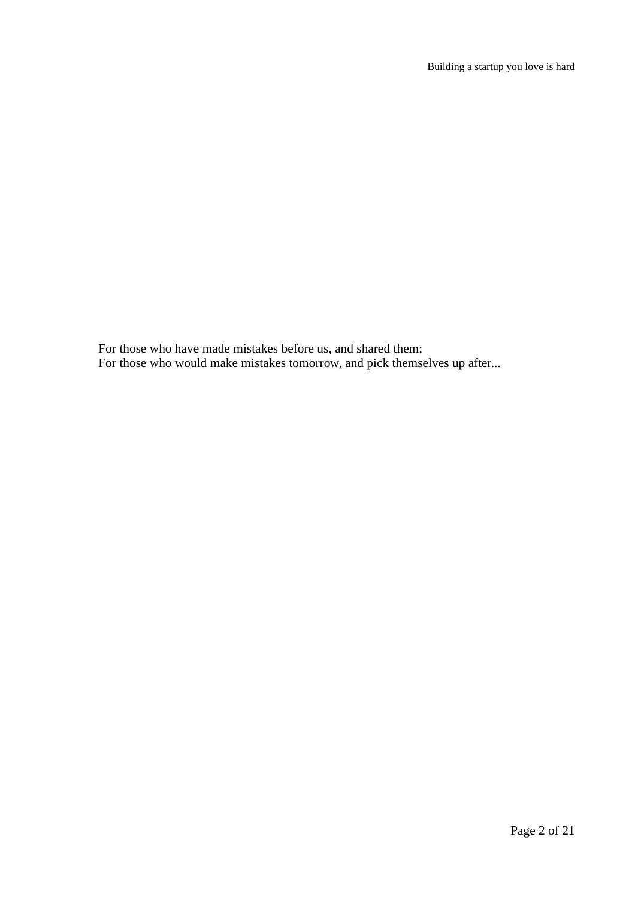For those who have made mistakes before us, and shared them;
For those who would make mistakes tomorrow, and pick themselves up after...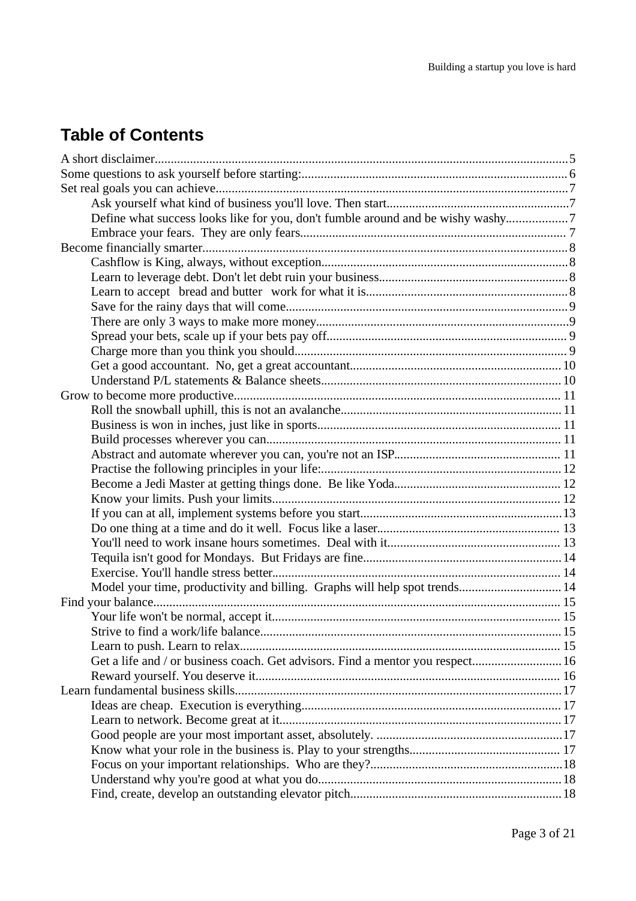# Table of Contents

A short disclaimer....5
Some questions to ask yourself before starting:....6
Set real goals you can achieve....7
- Ask yourself what kind of business you'll love. Then start....7
- Define what success looks like for you, don't fumble around and be wishy washy....7
- Embrace your fears. They are only fears....7

Become financially smarter....8
- Cashflow is King, always, without exception....8
- Learn to leverage debt. Don't let debt ruin your business....8
- Learn to accept bread and butter work for what it is....8
- Save for the rainy days that will come....9
- There are only 3 ways to make more money....9
- Spread your bets, scale up if your bets pay off....9
- Charge more than you think you should....9
- Get a good accountant. No, get a great accountant....10
- Understand P/L statements & Balance sheets....10

Grow to become more productive....11
- Roll the snowball uphill, this is not an avalanche....11
- Business is won in inches, just like in sports....11
- Build processes wherever you can....11
- Abstract and automate wherever you can, you're not an ISP....11
- Practise the following principles in your life:....12
- Become a Jedi Master at getting things done. Be like Yoda....12
- Know your limits. Push your limits....12
- If you can at all, implement systems before you start....13
- Do one thing at a time and do it well. Focus like a laser....13
- You'll need to work insane hours sometimes. Deal with it....13
- Tequila isn't good for Mondays. But Fridays are fine....14
- Exercise. You'll handle stress better....14
- Model your time, productivity and billing. Graphs will help spot trends....14

Find your balance....15
- Your life won't be normal, accept it....15
- Strive to find a work/life balance....15
- Learn to push. Learn to relax....15
- Get a life and / or business coach. Get advisors. Find a mentor you respect....16
- Reward yourself. You deserve it....16

Learn fundamental business skills....17
- Ideas are cheap. Execution is everything....17
- Learn to network. Become great at it....17
- Good people are your most important asset, absolutely. ....17
- Know what your role in the business is. Play to your strengths....17
- Focus on your important relationships. Who are they?....18
- Understand why you're good at what you do....18
- Find, create, develop an outstanding elevator pitch....18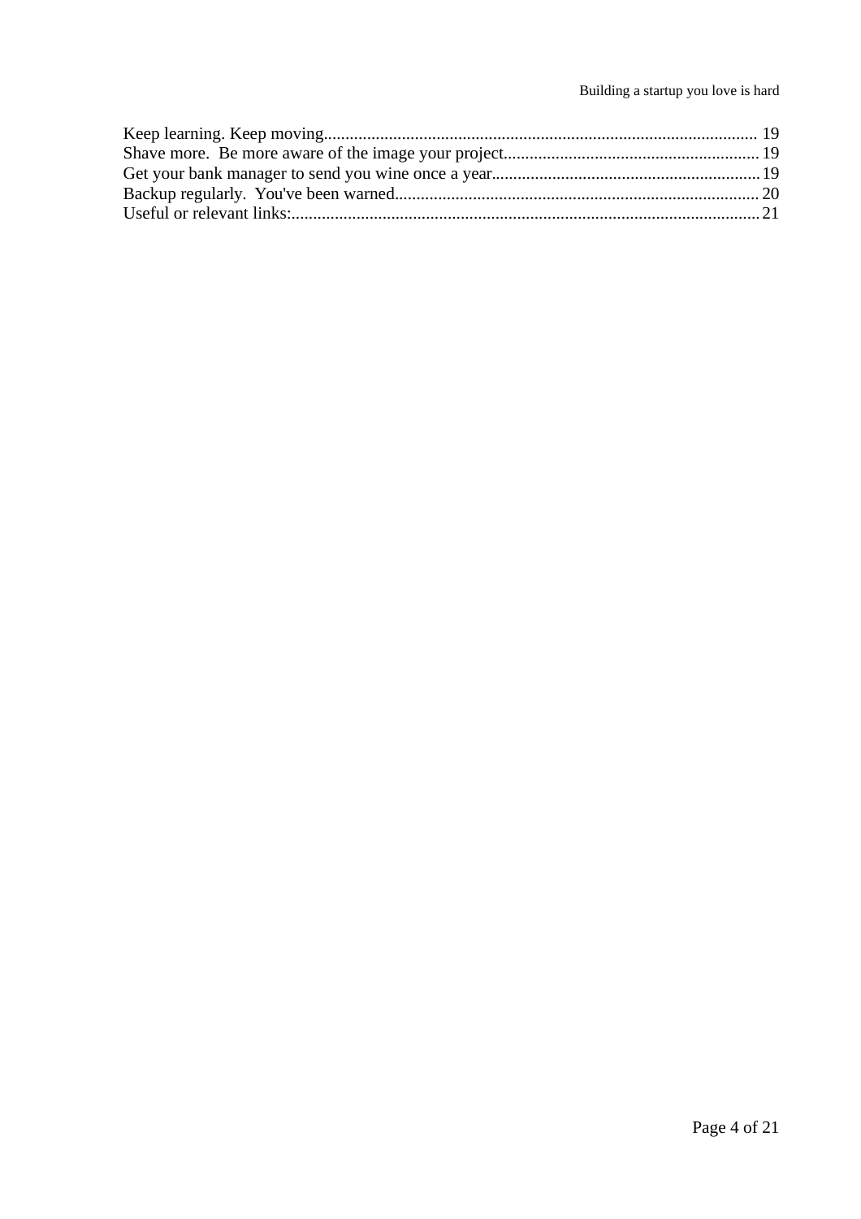Keep learning. Keep moving.................................................................................................... 19
Shave more. Be more aware of the image your project........................................................... 19
Get your bank manager to send you wine once a year.............................................................. 19
Backup regularly. You've been warned.................................................................................... 20
Useful or relevant links:............................................................................................................ 21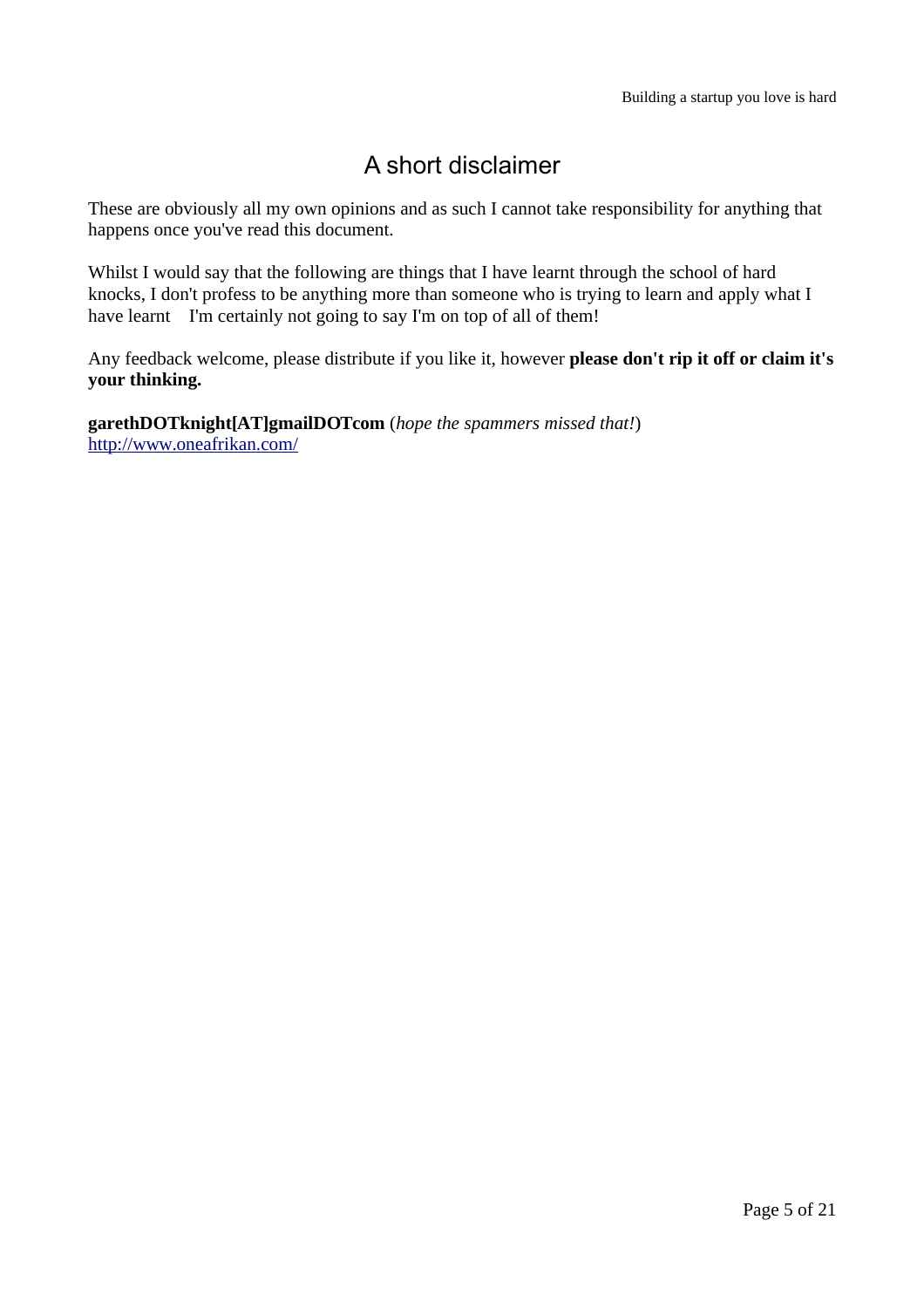# A short disclaimer

These are obviously all my own opinions and as such I cannot take responsibility for anything that happens once you've read this document.

Whilst I would say that the following are things that I have learnt through the school of hard knocks, I don't profess to be anything more than someone who is trying to learn and apply what I have learnt    I'm certainly not going to say I'm on top of all of them!

Any feedback welcome, please distribute if you like it, however **please don't rip it off or claim it's your thinking.**

**garethDOTknight[AT]gmailDOTcom** (*hope the spammers missed that!*)
[http://www.oneafrikan.com/](http://www.oneafrikan.com/)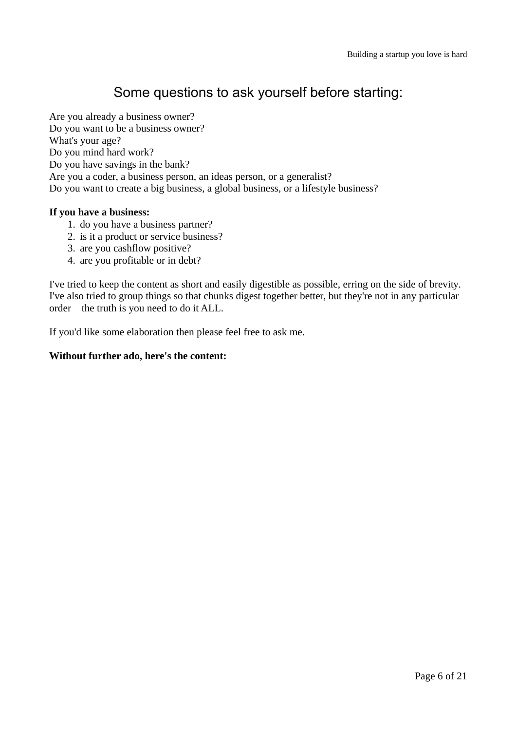## Some questions to ask yourself before starting:

Are you already a business owner?
Do you want to be a business owner?
What's your age?
Do you mind hard work?
Do you have savings in the bank?
Are you a coder, a business person, an ideas person, or a generalist?
Do you want to create a big business, a global business, or a lifestyle business?

**If you have a business:**

1. do you have a business partner?
2. is it a product or service business?
3. are you cashflow positive?
4. are you profitable or in debt?

I've tried to keep the content as short and easily digestible as possible, erring on the side of brevity. I've also tried to group things so that chunks digest together better, but they're not in any particular order the truth is you need to do it ALL.

If you'd like some elaboration then please feel free to ask me.

**Without further ado, here's the content:**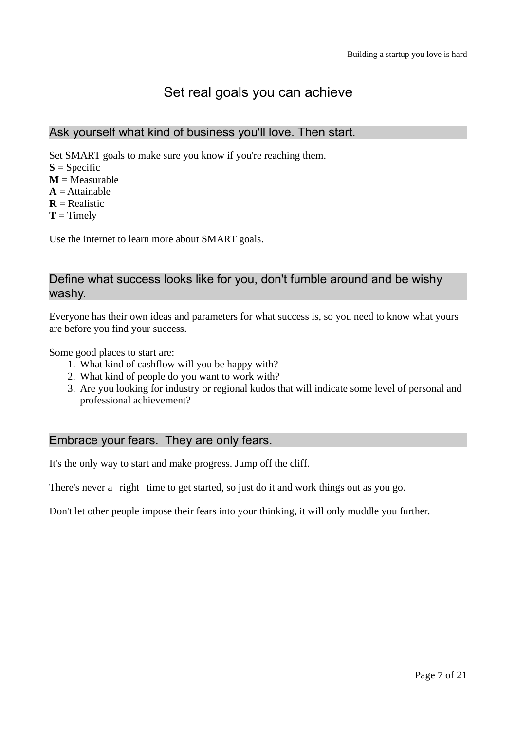# Set real goals you can achieve

## Ask yourself what kind of business you'll love. Then start.

Set SMART goals to make sure you know if you're reaching them.
**S** = Specific
**M** = Measurable
**A** = Attainable
**R** = Realistic
**T** = Timely

Use the internet to learn more about SMART goals.

## Define what success looks like for you, don't fumble around and be wishy washy.

Everyone has their own ideas and parameters for what success is, so you need to know what yours are before you find your success.

Some good places to start are:

1. What kind of cashflow will you be happy with?
2. What kind of people do you want to work with?
3. Are you looking for industry or regional kudos that will indicate some level of personal and professional achievement?

## Embrace your fears. They are only fears.

It's the only way to start and make progress. Jump off the cliff.

There's never a right time to get started, so just do it and work things out as you go.

Don't let other people impose their fears into your thinking, it will only muddle you further.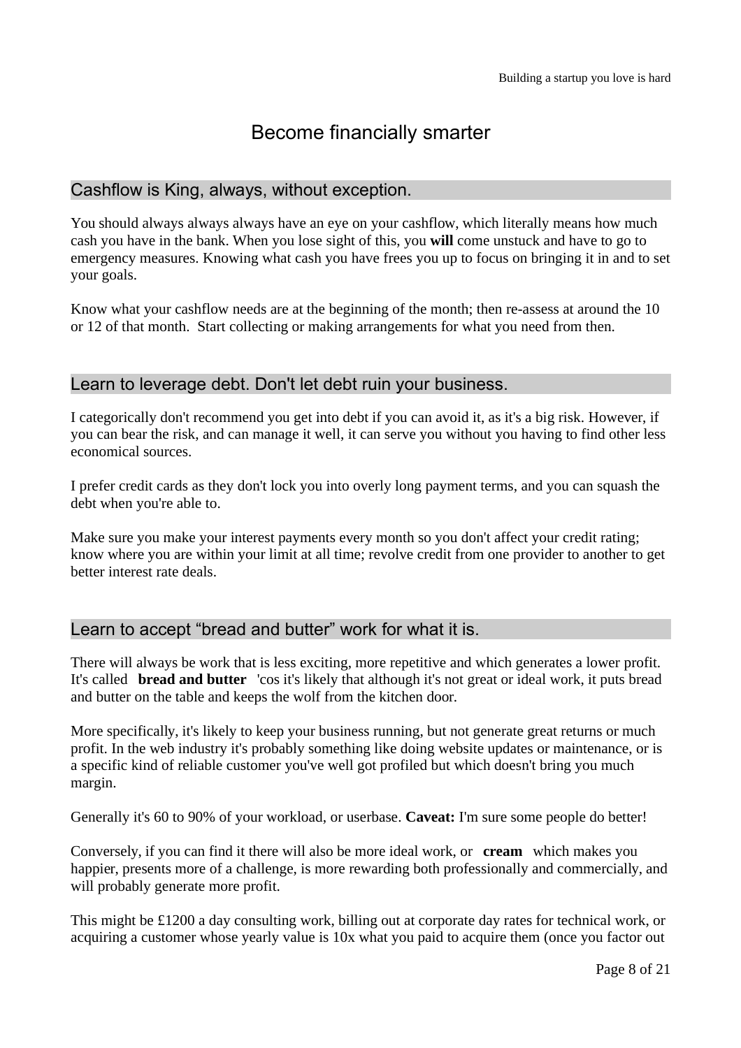# Become financially smarter

## Cashflow is King, always, without exception.

You should always always always have an eye on your cashflow, which literally means how much cash you have in the bank. When you lose sight of this, you **will** come unstuck and have to go to emergency measures. Knowing what cash you have frees you up to focus on bringing it in and to set your goals.

Know what your cashflow needs are at the beginning of the month; then re-assess at around the 10 or 12 of that month. Start collecting or making arrangements for what you need from then.

## Learn to leverage debt. Don't let debt ruin your business.

I categorically don't recommend you get into debt if you can avoid it, as it's a big risk. However, if you can bear the risk, and can manage it well, it can serve you without you having to find other less economical sources.

I prefer credit cards as they don't lock you into overly long payment terms, and you can squash the debt when you're able to.

Make sure you make your interest payments every month so you don't affect your credit rating; know where you are within your limit at all time; revolve credit from one provider to another to get better interest rate deals.

## Learn to accept "bread and butter" work for what it is.

There will always be work that is less exciting, more repetitive and which generates a lower profit. It's called **bread and butter** 'cos it's likely that although it's not great or ideal work, it puts bread and butter on the table and keeps the wolf from the kitchen door.

More specifically, it's likely to keep your business running, but not generate great returns or much profit. In the web industry it's probably something like doing website updates or maintenance, or is a specific kind of reliable customer you've well got profiled but which doesn't bring you much margin.

Generally it's 60 to 90% of your workload, or userbase. **Caveat:** I'm sure some people do better!

Conversely, if you can find it there will also be more ideal work, or **cream** which makes you happier, presents more of a challenge, is more rewarding both professionally and commercially, and will probably generate more profit.

This might be £1200 a day consulting work, billing out at corporate day rates for technical work, or acquiring a customer whose yearly value is 10x what you paid to acquire them (once you factor out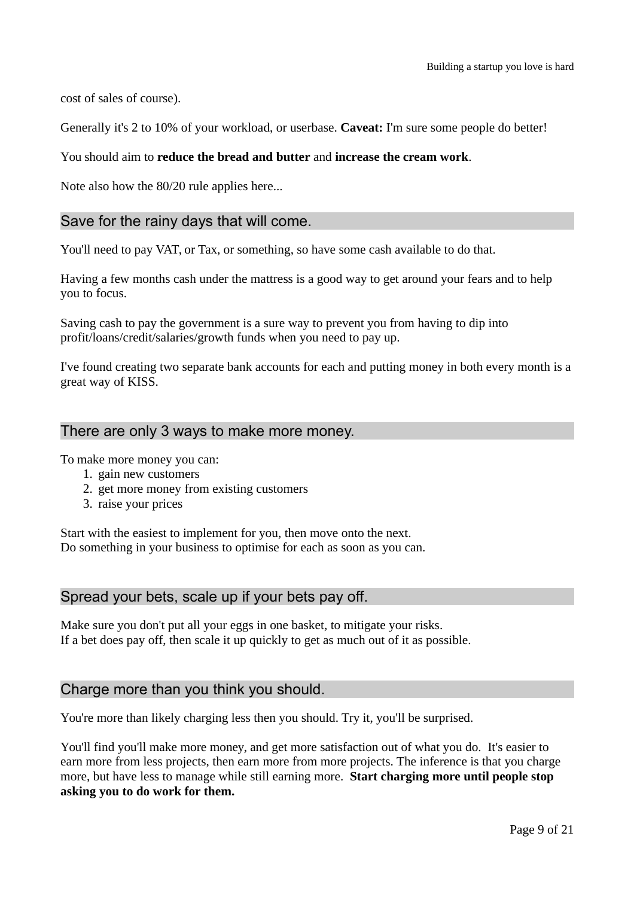cost of sales of course).

Generally it's 2 to 10% of your workload, or userbase. **Caveat:** I'm sure some people do better!

You should aim to **reduce the bread and butter** and **increase the cream work**.

Note also how the 80/20 rule applies here...

## Save for the rainy days that will come.

You'll need to pay VAT, or Tax, or something, so have some cash available to do that.

Having a few months cash under the mattress is a good way to get around your fears and to help you to focus.

Saving cash to pay the government is a sure way to prevent you from having to dip into profit/loans/credit/salaries/growth funds when you need to pay up.

I've found creating two separate bank accounts for each and putting money in both every month is a great way of KISS.

## There are only 3 ways to make more money.

To make more money you can:

1. gain new customers
2. get more money from existing customers
3. raise your prices

Start with the easiest to implement for you, then move onto the next.
Do something in your business to optimise for each as soon as you can.

## Spread your bets, scale up if your bets pay off.

Make sure you don't put all your eggs in one basket, to mitigate your risks.
If a bet does pay off, then scale it up quickly to get as much out of it as possible.

## Charge more than you think you should.

You're more than likely charging less then you should. Try it, you'll be surprised.

You'll find you'll make more money, and get more satisfaction out of what you do. It's easier to earn more from less projects, then earn more from more projects. The inference is that you charge more, but have less to manage while still earning more. **Start charging more until people stop asking you to do work for them.**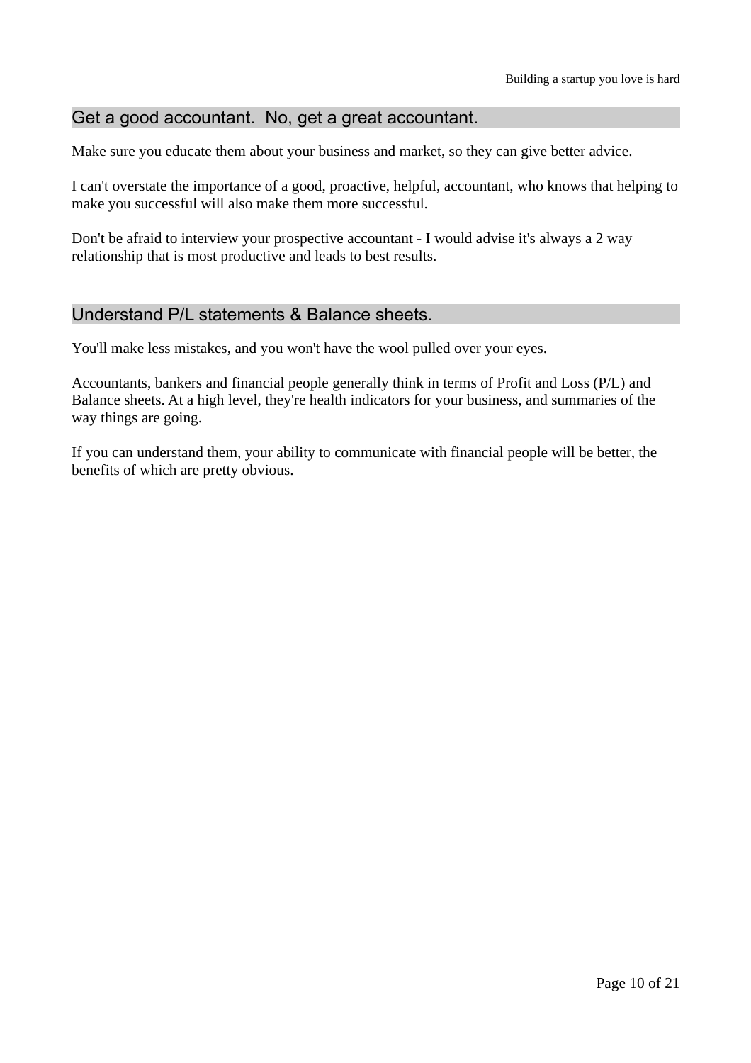## Get a good accountant. No, get a great accountant.

Make sure you educate them about your business and market, so they can give better advice.

I can't overstate the importance of a good, proactive, helpful, accountant, who knows that helping to make you successful will also make them more successful.

Don't be afraid to interview your prospective accountant - I would advise it's always a 2 way relationship that is most productive and leads to best results.

## Understand P/L statements & Balance sheets.

You'll make less mistakes, and you won't have the wool pulled over your eyes.

Accountants, bankers and financial people generally think in terms of Profit and Loss (P/L) and Balance sheets. At a high level, they're health indicators for your business, and summaries of the way things are going.

If you can understand them, your ability to communicate with financial people will be better, the benefits of which are pretty obvious.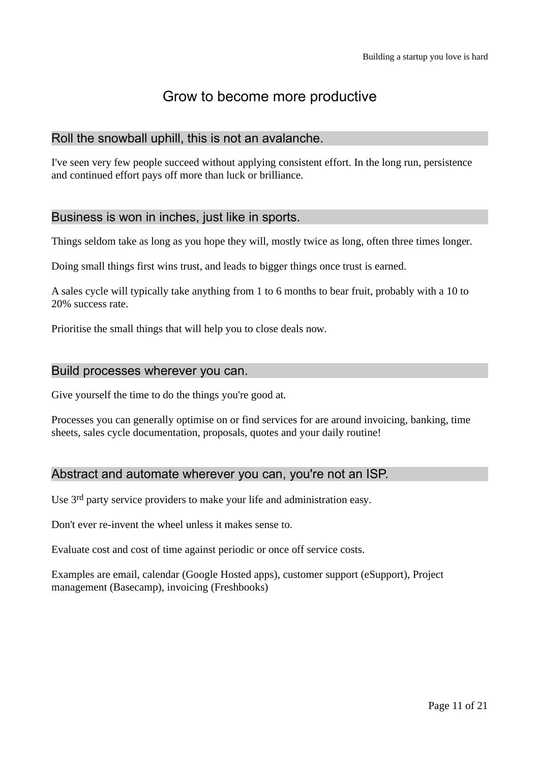# Grow to become more productive

## Roll the snowball uphill, this is not an avalanche.

I've seen very few people succeed without applying consistent effort. In the long run, persistence and continued effort pays off more than luck or brilliance.

## Business is won in inches, just like in sports.

Things seldom take as long as you hope they will, mostly twice as long, often three times longer.

Doing small things first wins trust, and leads to bigger things once trust is earned.

A sales cycle will typically take anything from 1 to 6 months to bear fruit, probably with a 10 to 20% success rate.

Prioritise the small things that will help you to close deals now.

## Build processes wherever you can.

Give yourself the time to do the things you're good at.

Processes you can generally optimise on or find services for are around invoicing, banking, time sheets, sales cycle documentation, proposals, quotes and your daily routine!

## Abstract and automate wherever you can, you're not an ISP.

Use 3rd party service providers to make your life and administration easy.

Don't ever re-invent the wheel unless it makes sense to.

Evaluate cost and cost of time against periodic or once off service costs.

Examples are email, calendar (Google Hosted apps), customer support (eSupport), Project management (Basecamp), invoicing (Freshbooks)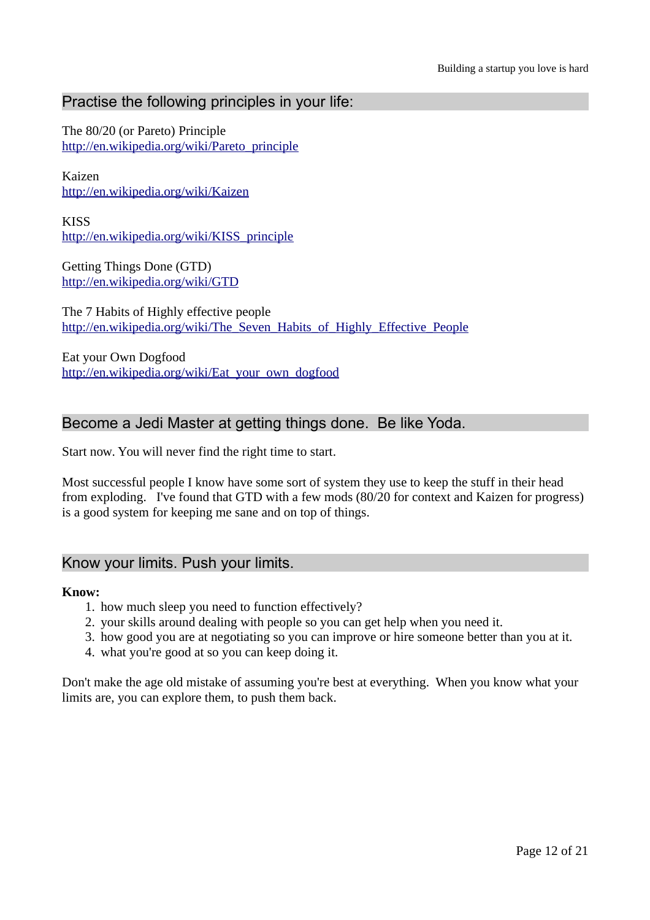## Practise the following principles in your life:

The 80/20 (or Pareto) Principle
http://en.wikipedia.org/wiki/Pareto_principle

Kaizen
http://en.wikipedia.org/wiki/Kaizen

KISS
http://en.wikipedia.org/wiki/KISS_principle

Getting Things Done (GTD)
http://en.wikipedia.org/wiki/GTD

The 7 Habits of Highly effective people
http://en.wikipedia.org/wiki/The_Seven_Habits_of_Highly_Effective_People

Eat your Own Dogfood
http://en.wikipedia.org/wiki/Eat_your_own_dogfood

## Become a Jedi Master at getting things done. Be like Yoda.

Start now. You will never find the right time to start.

Most successful people I know have some sort of system they use to keep the stuff in their head from exploding. I've found that GTD with a few mods (80/20 for context and Kaizen for progress) is a good system for keeping me sane and on top of things.

## Know your limits. Push your limits.

**Know:**

1. how much sleep you need to function effectively?
2. your skills around dealing with people so you can get help when you need it.
3. how good you are at negotiating so you can improve or hire someone better than you at it.
4. what you're good at so you can keep doing it.

Don't make the age old mistake of assuming you're best at everything. When you know what your limits are, you can explore them, to push them back.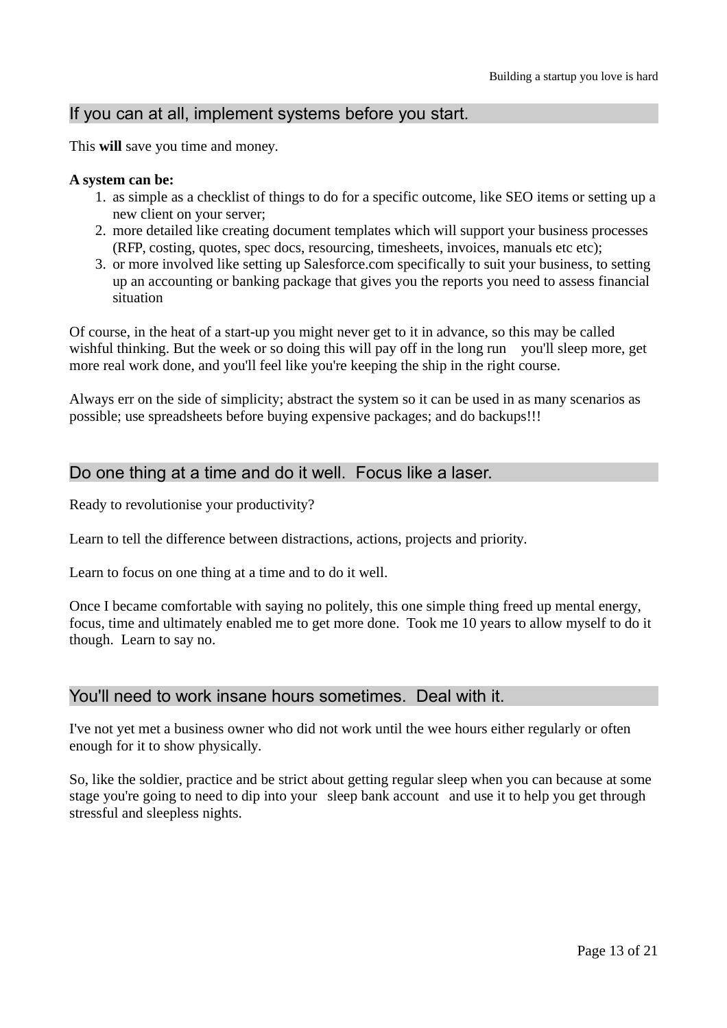## If you can at all, implement systems before you start.

This **will** save you time and money.

**A system can be:**

1. as simple as a checklist of things to do for a specific outcome, like SEO items or setting up a new client on your server;
2. more detailed like creating document templates which will support your business processes (RFP, costing, quotes, spec docs, resourcing, timesheets, invoices, manuals etc etc);
3. or more involved like setting up Salesforce.com specifically to suit your business, to setting up an accounting or banking package that gives you the reports you need to assess financial situation

Of course, in the heat of a start-up you might never get to it in advance, so this may be called wishful thinking. But the week or so doing this will pay off in the long run   you'll sleep more, get more real work done, and you'll feel like you're keeping the ship in the right course.

Always err on the side of simplicity; abstract the system so it can be used in as many scenarios as possible; use spreadsheets before buying expensive packages; and do backups!!!

## Do one thing at a time and do it well.  Focus like a laser.

Ready to revolutionise your productivity?

Learn to tell the difference between distractions, actions, projects and priority.

Learn to focus on one thing at a time and to do it well.

Once I became comfortable with saying no politely, this one simple thing freed up mental energy, focus, time and ultimately enabled me to get more done.  Took me 10 years to allow myself to do it though.  Learn to say no.

## You'll need to work insane hours sometimes.  Deal with it.

I've not yet met a business owner who did not work until the wee hours either regularly or often enough for it to show physically.

So, like the soldier, practice and be strict about getting regular sleep when you can because at some stage you're going to need to dip into your   sleep bank account   and use it to help you get through stressful and sleepless nights.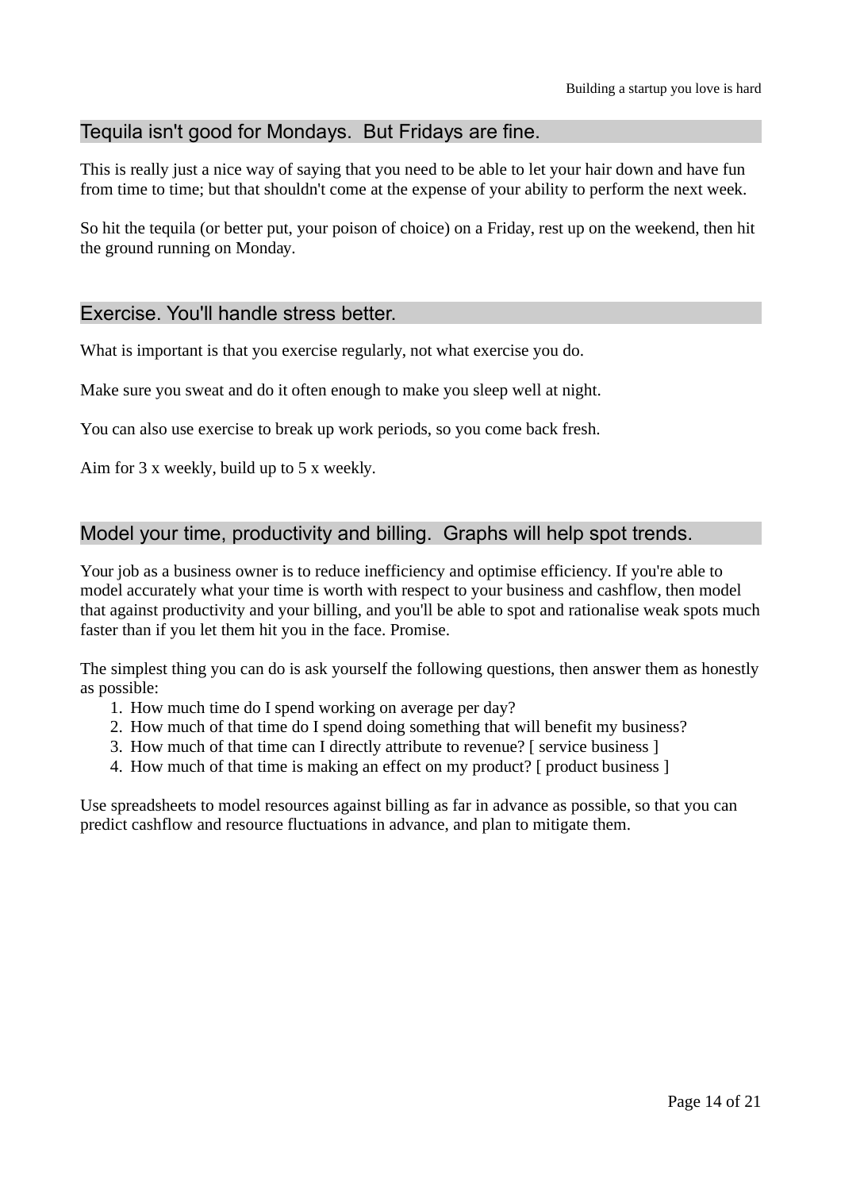## Tequila isn't good for Mondays. But Fridays are fine.

This is really just a nice way of saying that you need to be able to let your hair down and have fun from time to time; but that shouldn't come at the expense of your ability to perform the next week.

So hit the tequila (or better put, your poison of choice) on a Friday, rest up on the weekend, then hit the ground running on Monday.

## Exercise. You'll handle stress better.

What is important is that you exercise regularly, not what exercise you do.

Make sure you sweat and do it often enough to make you sleep well at night.

You can also use exercise to break up work periods, so you come back fresh.

Aim for 3 x weekly, build up to 5 x weekly.

## Model your time, productivity and billing. Graphs will help spot trends.

Your job as a business owner is to reduce inefficiency and optimise efficiency. If you're able to model accurately what your time is worth with respect to your business and cashflow, then model that against productivity and your billing, and you'll be able to spot and rationalise weak spots much faster than if you let them hit you in the face. Promise.

The simplest thing you can do is ask yourself the following questions, then answer them as honestly as possible:

1. How much time do I spend working on average per day?
2. How much of that time do I spend doing something that will benefit my business?
3. How much of that time can I directly attribute to revenue? [ service business ]
4. How much of that time is making an effect on my product? [ product business ]

Use spreadsheets to model resources against billing as far in advance as possible, so that you can predict cashflow and resource fluctuations in advance, and plan to mitigate them.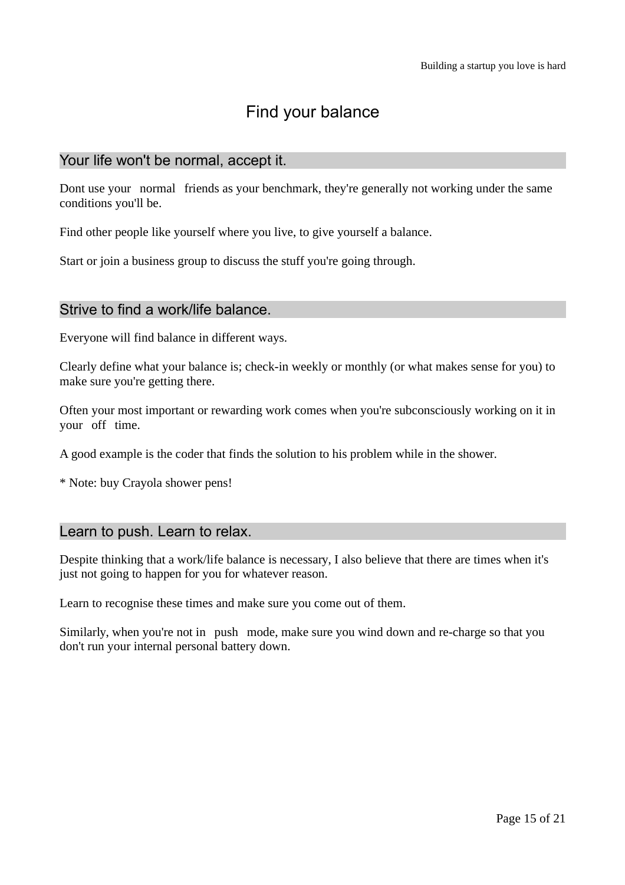# Find your balance

## Your life won't be normal, accept it.

Dont use your normal friends as your benchmark, they're generally not working under the same conditions you'll be.

Find other people like yourself where you live, to give yourself a balance.

Start or join a business group to discuss the stuff you're going through.

## Strive to find a work/life balance.

Everyone will find balance in different ways.

Clearly define what your balance is; check-in weekly or monthly (or what makes sense for you) to make sure you're getting there.

Often your most important or rewarding work comes when you're subconsciously working on it in your off time.

A good example is the coder that finds the solution to his problem while in the shower.

* Note: buy Crayola shower pens!

## Learn to push. Learn to relax.

Despite thinking that a work/life balance is necessary, I also believe that there are times when it's just not going to happen for you for whatever reason.

Learn to recognise these times and make sure you come out of them.

Similarly, when you're not in push mode, make sure you wind down and re-charge so that you don't run your internal personal battery down.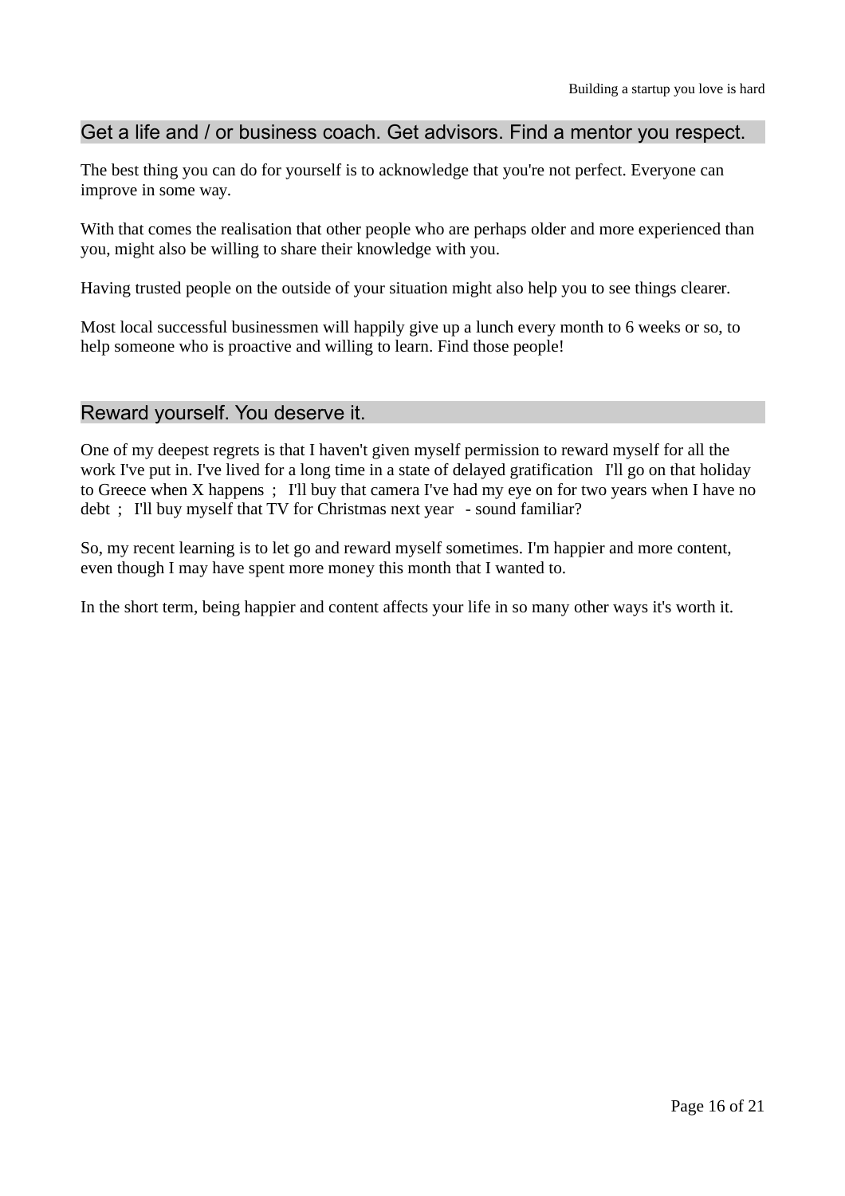## Get a life and / or business coach. Get advisors. Find a mentor you respect.

The best thing you can do for yourself is to acknowledge that you're not perfect. Everyone can improve in some way.

With that comes the realisation that other people who are perhaps older and more experienced than you, might also be willing to share their knowledge with you.

Having trusted people on the outside of your situation might also help you to see things clearer.

Most local successful businessmen will happily give up a lunch every month to 6 weeks or so, to help someone who is proactive and willing to learn. Find those people!

## Reward yourself. You deserve it.

One of my deepest regrets is that I haven't given myself permission to reward myself for all the work I've put in. I've lived for a long time in a state of delayed gratification  I'll go on that holiday to Greece when X happens ;  I'll buy that camera I've had my eye on for two years when I have no debt ;  I'll buy myself that TV for Christmas next year  - sound familiar?

So, my recent learning is to let go and reward myself sometimes. I'm happier and more content, even though I may have spent more money this month that I wanted to.

In the short term, being happier and content affects your life in so many other ways it's worth it.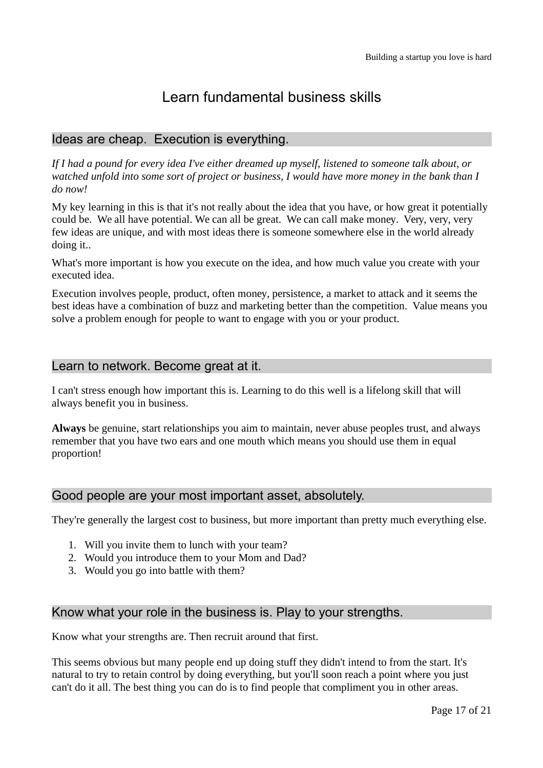# Learn fundamental business skills

## Ideas are cheap.  Execution is everything.

*If I had a pound for every idea I've either dreamed up myself, listened to someone talk about, or watched unfold into some sort of project or business, I would have more money in the bank than I do now!*

My key learning in this is that it's not really about the idea that you have, or how great it potentially could be.  We all have potential. We can all be great.  We can call make money.  Very, very, very few ideas are unique, and with most ideas there is someone somewhere else in the world already doing it..

What's more important is how you execute on the idea, and how much value you create with your executed idea.

Execution involves people, product, often money, persistence, a market to attack and it seems the best ideas have a combination of buzz and marketing better than the competition.  Value means you solve a problem enough for people to want to engage with you or your product.

## Learn to network. Become great at it.

I can't stress enough how important this is. Learning to do this well is a lifelong skill that will always benefit you in business.

**Always** be genuine, start relationships you aim to maintain, never abuse peoples trust, and always remember that you have two ears and one mouth which means you should use them in equal proportion!

## Good people are your most important asset, absolutely.

They're generally the largest cost to business, but more important than pretty much everything else.

1. Will you invite them to lunch with your team?
2. Would you introduce them to your Mom and Dad?
3. Would you go into battle with them?

## Know what your role in the business is. Play to your strengths.

Know what your strengths are. Then recruit around that first.

This seems obvious but many people end up doing stuff they didn't intend to from the start. It's natural to try to retain control by doing everything, but you'll soon reach a point where you just can't do it all. The best thing you can do is to find people that compliment you in other areas.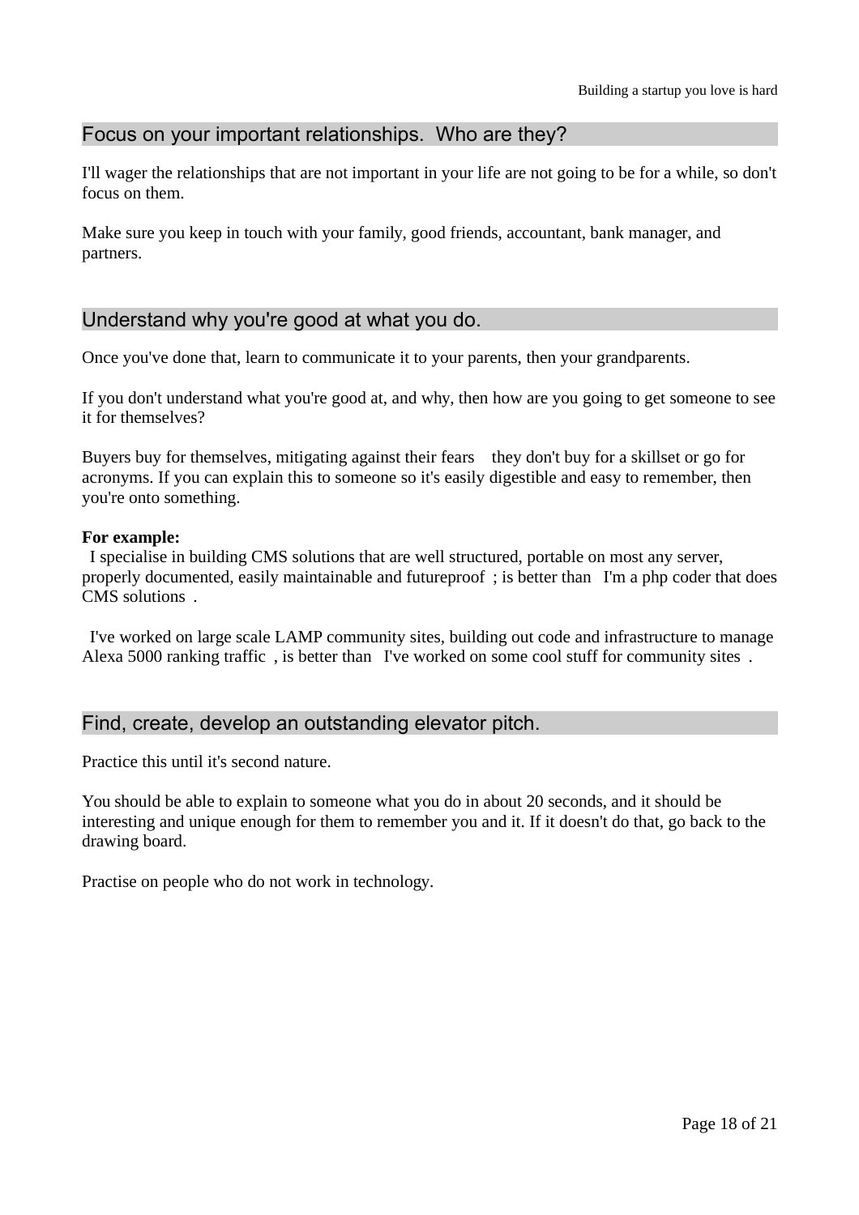## Focus on your important relationships. Who are they?

I'll wager the relationships that are not important in your life are not going to be for a while, so don't focus on them.

Make sure you keep in touch with your family, good friends, accountant, bank manager, and partners.

## Understand why you're good at what you do.

Once you've done that, learn to communicate it to your parents, then your grandparents.

If you don't understand what you're good at, and why, then how are you going to get someone to see it for themselves?

Buyers buy for themselves, mitigating against their fears they don't buy for a skillset or go for acronyms. If you can explain this to someone so it's easily digestible and easy to remember, then you're onto something.

**For example:**
I specialise in building CMS solutions that are well structured, portable on most any server, properly documented, easily maintainable and futureproof ; is better than I'm a php coder that does CMS solutions .

I've worked on large scale LAMP community sites, building out code and infrastructure to manage Alexa 5000 ranking traffic , is better than I've worked on some cool stuff for community sites .

## Find, create, develop an outstanding elevator pitch.

Practice this until it's second nature.

You should be able to explain to someone what you do in about 20 seconds, and it should be interesting and unique enough for them to remember you and it. If it doesn't do that, go back to the drawing board.

Practise on people who do not work in technology.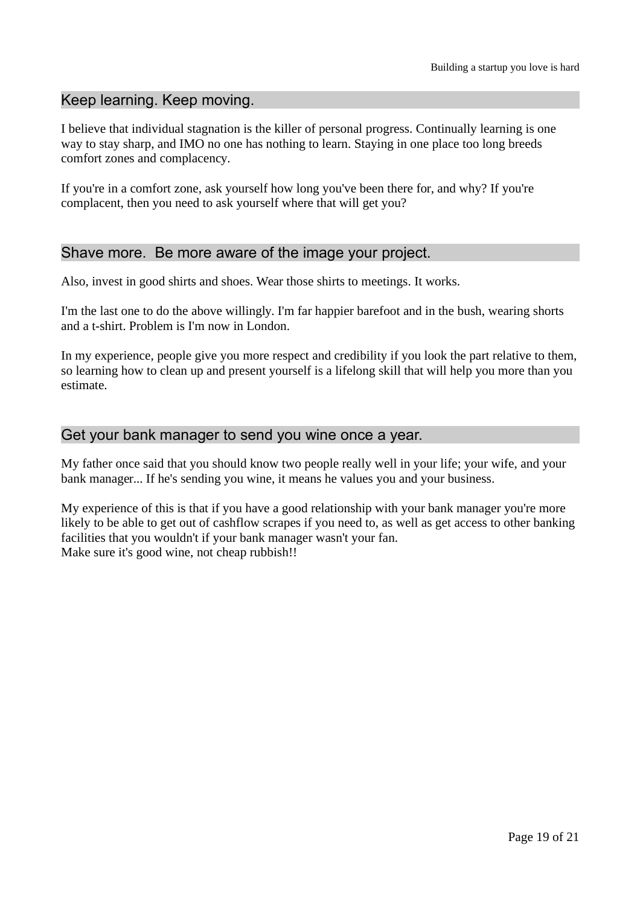## Keep learning. Keep moving.

I believe that individual stagnation is the killer of personal progress. Continually learning is one way to stay sharp, and IMO no one has nothing to learn. Staying in one place too long breeds comfort zones and complacency.

If you're in a comfort zone, ask yourself how long you've been there for, and why? If you're complacent, then you need to ask yourself where that will get you?

## Shave more.  Be more aware of the image your project.

Also, invest in good shirts and shoes. Wear those shirts to meetings. It works.

I'm the last one to do the above willingly. I'm far happier barefoot and in the bush, wearing shorts and a t-shirt. Problem is I'm now in London.

In my experience, people give you more respect and credibility if you look the part relative to them, so learning how to clean up and present yourself is a lifelong skill that will help you more than you estimate.

## Get your bank manager to send you wine once a year.

My father once said that you should know two people really well in your life; your wife, and your bank manager... If he's sending you wine, it means he values you and your business.

My experience of this is that if you have a good relationship with your bank manager you're more likely to be able to get out of cashflow scrapes if you need to, as well as get access to other banking facilities that you wouldn't if your bank manager wasn't your fan.
Make sure it's good wine, not cheap rubbish!!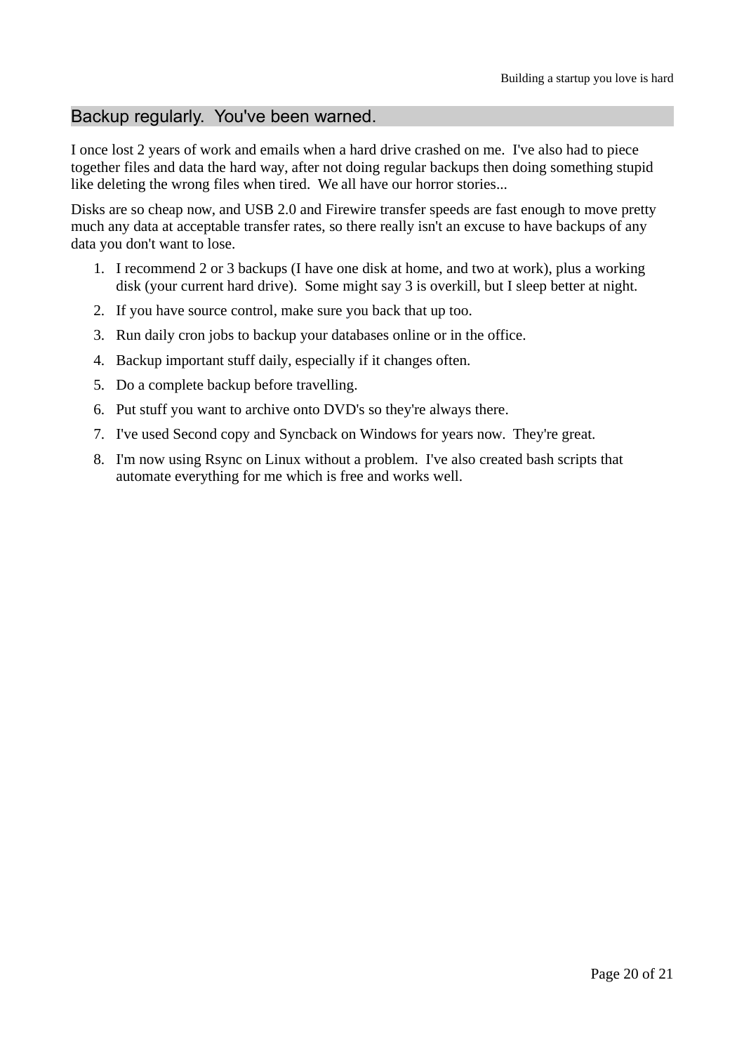## Backup regularly. You've been warned.

I once lost 2 years of work and emails when a hard drive crashed on me. I've also had to piece together files and data the hard way, after not doing regular backups then doing something stupid like deleting the wrong files when tired. We all have our horror stories...

Disks are so cheap now, and USB 2.0 and Firewire transfer speeds are fast enough to move pretty much any data at acceptable transfer rates, so there really isn't an excuse to have backups of any data you don't want to lose.

1. I recommend 2 or 3 backups (I have one disk at home, and two at work), plus a working disk (your current hard drive). Some might say 3 is overkill, but I sleep better at night.
2. If you have source control, make sure you back that up too.
3. Run daily cron jobs to backup your databases online or in the office.
4. Backup important stuff daily, especially if it changes often.
5. Do a complete backup before travelling.
6. Put stuff you want to archive onto DVD's so they're always there.
7. I've used Second copy and Syncback on Windows for years now. They're great.
8. I'm now using Rsync on Linux without a problem. I've also created bash scripts that automate everything for me which is free and works well.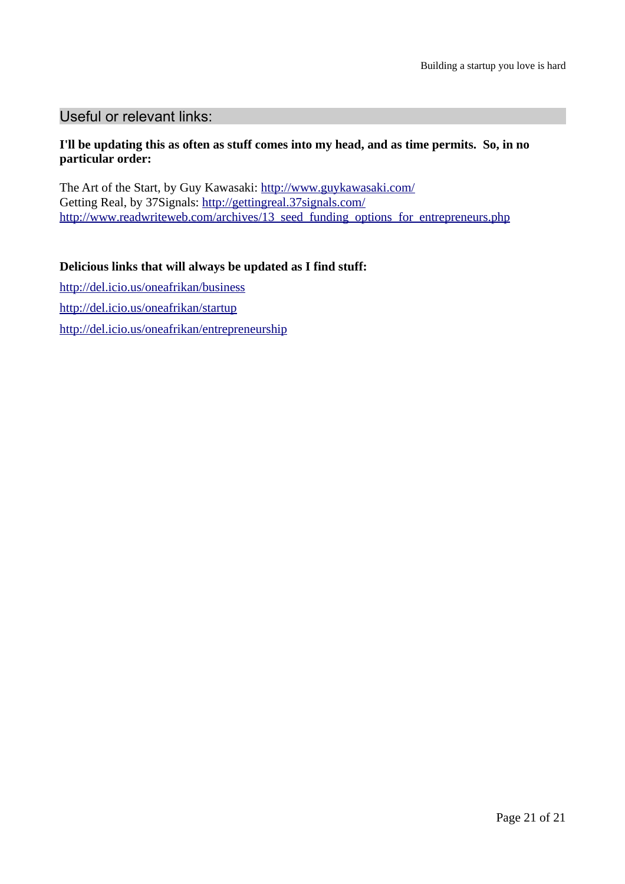## Useful or relevant links:

**I'll be updating this as often as stuff comes into my head, and as time permits. So, in no particular order:**

The Art of the Start, by Guy Kawasaki: [http://www.guykawasaki.com/](http://www.guykawasaki.com/)
Getting Real, by 37Signals: [http://gettingreal.37signals.com/](http://gettingreal.37signals.com/)
[http://www.readwriteweb.com/archives/13_seed_funding_options_for_entrepreneurs.php](http://www.readwriteweb.com/archives/13_seed_funding_options_for_entrepreneurs.php)

**Delicious links that will always be updated as I find stuff:**

[http://del.icio.us/oneafrikan/business](http://del.icio.us/oneafrikan/business)

[http://del.icio.us/oneafrikan/startup](http://del.icio.us/oneafrikan/startup)

[http://del.icio.us/oneafrikan/entrepreneurship](http://del.icio.us/oneafrikan/entrepreneurship)